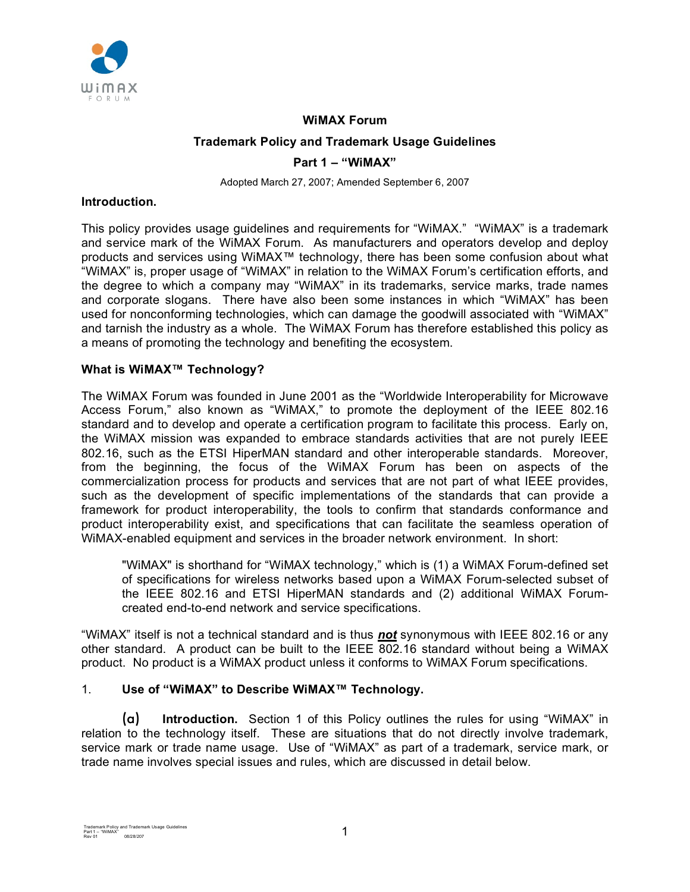# WiMAX Forum

## Trademark Policy and Trademark Usage Guidelines

## Part 1 – "WiMAX"

Adopted March 27, 2007; Amended September 6, 2007

**Introduction.**

This policy provides usage guidelines and requirements for "WiMAX." "WiMAX" is a trademark and service mark of the WiMAX Forum. As manufacturers and operators develop and deploy products and services using WiMAX™ technology, there has been some confusion about what "WiMAX" is, proper usage of "WiMAX" in relation to the WiMAX Forum's certification efforts, and the degree to which a company may "WiMAX" in its trademarks, service marks, trade names and corporate slogans. There have also been some instances in which "WiMAX" has been used for nonconforming technologies, which can damage the goodwill associated with "WiMAX" and tarnish the industry as a whole. The WiMAX Forum has therefore established this policy as a means of promoting the technology and benefiting the ecosystem.

**What is WiMAX™ Technology?**

The WiMAX Forum was founded in June 2001 as the "Worldwide Interoperability for Microwave Access Forum," also known as "WiMAX," to promote the deployment of the IEEE 802.16 standard and to develop and operate a certification program to facilitate this process. Early on, the WiMAX mission was expanded to embrace standards activities that are not purely IEEE 802.16, such as the ETSI HiperMAN standard and other interoperable standards. Moreover, from the beginning, the focus of the WiMAX Forum has been on aspects of the commercialization process for products and services that are not part of what IEEE provides, such as the development of specific implementations of the standards that can provide a framework for product interoperability, the tools to confirm that standards conformance and product interoperability exist, and specifications that can facilitate the seamless operation of WiMAX-enabled equipment and services in the broader network environment. In short:

> "WiMAX" is shorthand for "WiMAX technology," which is (1) a WiMAX Forum-defined set of specifications for wireless networks based upon a WiMAX Forum-selected subset of the IEEE 802.16 and ETSI HiperMAN standards and (2) additional WiMAX Forum-created end-to-end network and service specifications.

"WiMAX" itself is not a technical standard and is thus ***not*** synonymous with IEEE 802.16 or any other standard. A product can be built to the IEEE 802.16 standard without being a WiMAX product. No product is a WiMAX product unless it conforms to WiMAX Forum specifications.

1. **Use of "WiMAX" to Describe WiMAX™ Technology.**

(a) **Introduction.** Section 1 of this Policy outlines the rules for using "WiMAX" in relation to the technology itself. These are situations that do not directly involve trademark, service mark or trade name usage. Use of "WiMAX" as part of a trademark, service mark, or trade name involves special issues and rules, which are discussed in detail below.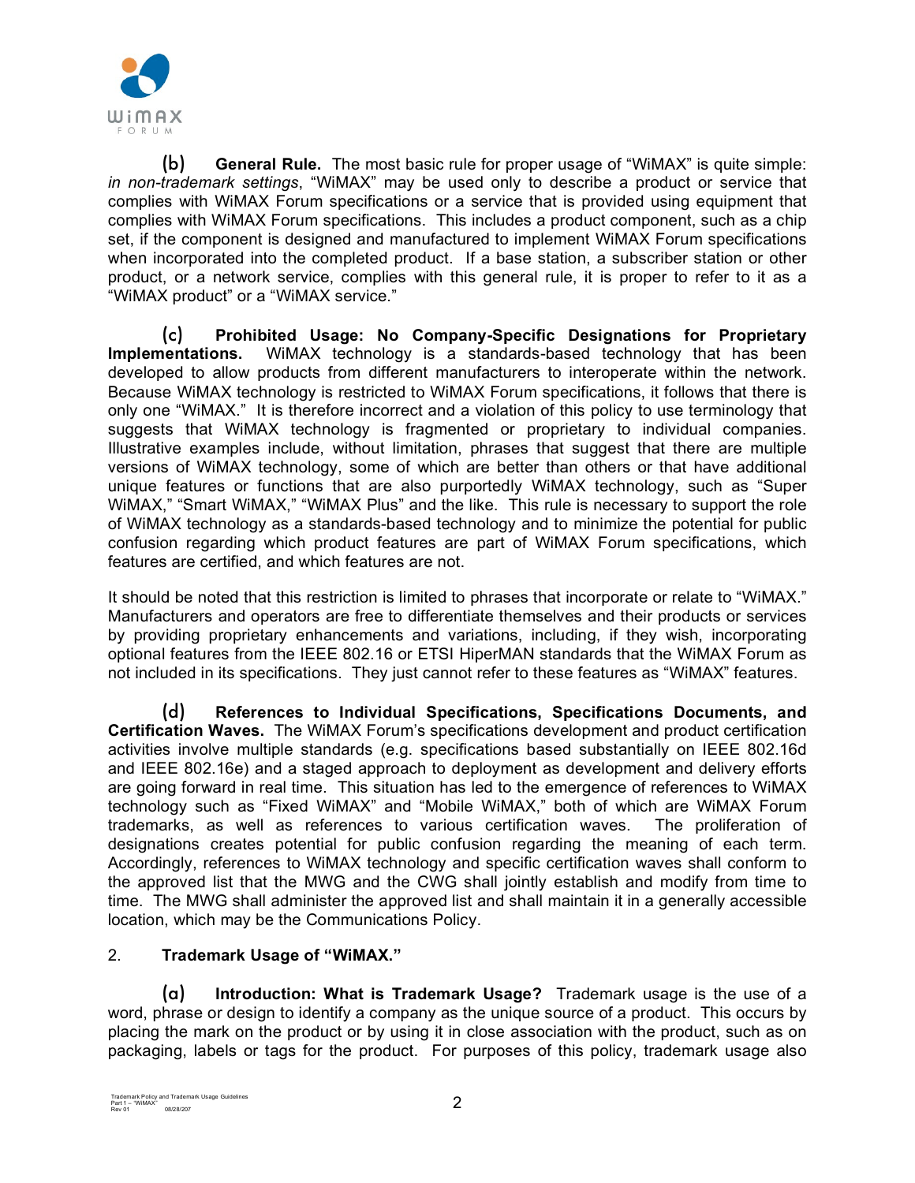(b) **General Rule.** The most basic rule for proper usage of "WiMAX" is quite simple: *in non-trademark settings*, "WiMAX" may be used only to describe a product or service that complies with WiMAX Forum specifications or a service that is provided using equipment that complies with WiMAX Forum specifications. This includes a product component, such as a chip set, if the component is designed and manufactured to implement WiMAX Forum specifications when incorporated into the completed product. If a base station, a subscriber station or other product, or a network service, complies with this general rule, it is proper to refer to it as a "WiMAX product" or a "WiMAX service."

(c) **Prohibited Usage: No Company-Specific Designations for Proprietary Implementations.** WiMAX technology is a standards-based technology that has been developed to allow products from different manufacturers to interoperate within the network. Because WiMAX technology is restricted to WiMAX Forum specifications, it follows that there is only one "WiMAX." It is therefore incorrect and a violation of this policy to use terminology that suggests that WiMAX technology is fragmented or proprietary to individual companies. Illustrative examples include, without limitation, phrases that suggest that there are multiple versions of WiMAX technology, some of which are better than others or that have additional unique features or functions that are also purportedly WiMAX technology, such as "Super WiMAX," "Smart WiMAX," "WiMAX Plus" and the like. This rule is necessary to support the role of WiMAX technology as a standards-based technology and to minimize the potential for public confusion regarding which product features are part of WiMAX Forum specifications, which features are certified, and which features are not.

It should be noted that this restriction is limited to phrases that incorporate or relate to "WiMAX." Manufacturers and operators are free to differentiate themselves and their products or services by providing proprietary enhancements and variations, including, if they wish, incorporating optional features from the IEEE 802.16 or ETSI HiperMAN standards that the WiMAX Forum as not included in its specifications. They just cannot refer to these features as "WiMAX" features.

(d) **References to Individual Specifications, Specifications Documents, and Certification Waves.** The WiMAX Forum's specifications development and product certification activities involve multiple standards (e.g. specifications based substantially on IEEE 802.16d and IEEE 802.16e) and a staged approach to deployment as development and delivery efforts are going forward in real time. This situation has led to the emergence of references to WiMAX technology such as "Fixed WiMAX" and "Mobile WiMAX," both of which are WiMAX Forum trademarks, as well as references to various certification waves. The proliferation of designations creates potential for public confusion regarding the meaning of each term. Accordingly, references to WiMAX technology and specific certification waves shall conform to the approved list that the MWG and the CWG shall jointly establish and modify from time to time. The MWG shall administer the approved list and shall maintain it in a generally accessible location, which may be the Communications Policy.

## 2. Trademark Usage of "WiMAX."

(a) **Introduction: What is Trademark Usage?** Trademark usage is the use of a word, phrase or design to identify a company as the unique source of a product. This occurs by placing the mark on the product or by using it in close association with the product, such as on packaging, labels or tags for the product. For purposes of this policy, trademark usage also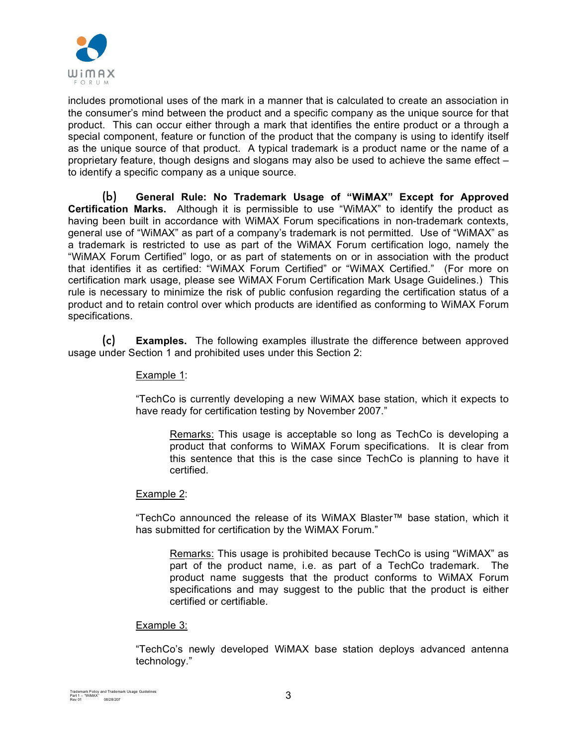includes promotional uses of the mark in a manner that is calculated to create an association in the consumer's mind between the product and a specific company as the unique source for that product. This can occur either through a mark that identifies the entire product or a through a special component, feature or function of the product that the company is using to identify itself as the unique source of that product. A typical trademark is a product name or the name of a proprietary feature, though designs and slogans may also be used to achieve the same effect – to identify a specific company as a unique source.

(b) **General Rule: No Trademark Usage of "WiMAX" Except for Approved Certification Marks.** Although it is permissible to use "WiMAX" to identify the product as having been built in accordance with WiMAX Forum specifications in non-trademark contexts, general use of "WiMAX" as part of a company's trademark is not permitted. Use of "WiMAX" as a trademark is restricted to use as part of the WiMAX Forum certification logo, namely the "WiMAX Forum Certified" logo, or as part of statements on or in association with the product that identifies it as certified: "WiMAX Forum Certified" or "WiMAX Certified." (For more on certification mark usage, please see WiMAX Forum Certification Mark Usage Guidelines.) This rule is necessary to minimize the risk of public confusion regarding the certification status of a product and to retain control over which products are identified as conforming to WiMAX Forum specifications.

(c) **Examples.** The following examples illustrate the difference between approved usage under Section 1 and prohibited uses under this Section 2:

Example 1:

"TechCo is currently developing a new WiMAX base station, which it expects to have ready for certification testing by November 2007."

> Remarks: This usage is acceptable so long as TechCo is developing a product that conforms to WiMAX Forum specifications. It is clear from this sentence that this is the case since TechCo is planning to have it certified.

Example 2:

"TechCo announced the release of its WiMAX Blaster™ base station, which it has submitted for certification by the WiMAX Forum."

> Remarks: This usage is prohibited because TechCo is using "WiMAX" as part of the product name, i.e. as part of a TechCo trademark. The product name suggests that the product conforms to WiMAX Forum specifications and may suggest to the public that the product is either certified or certifiable.

Example 3:

"TechCo's newly developed WiMAX base station deploys advanced antenna technology."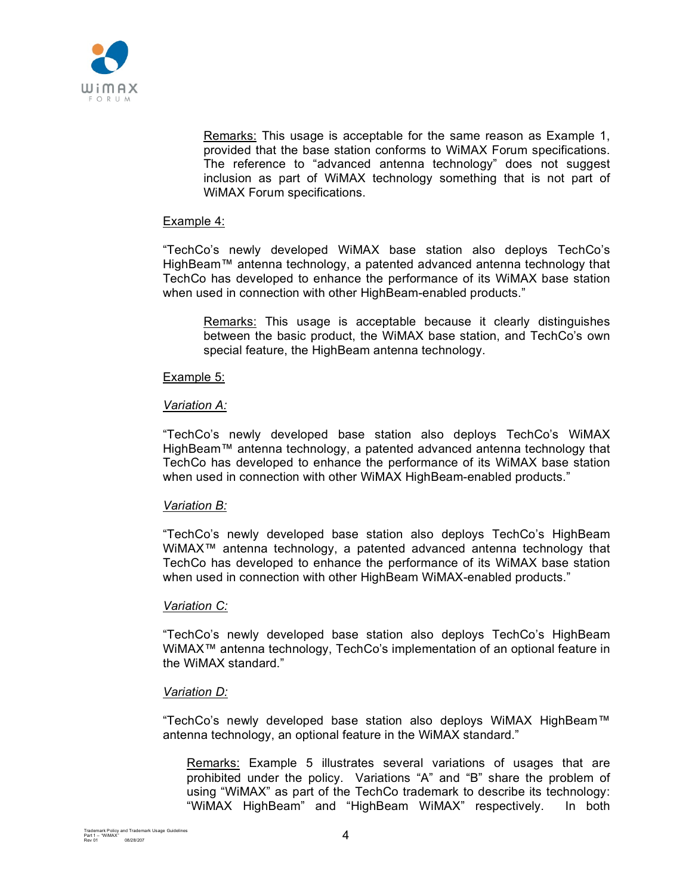Remarks: This usage is acceptable for the same reason as Example 1, provided that the base station conforms to WiMAX Forum specifications. The reference to "advanced antenna technology" does not suggest inclusion as part of WiMAX technology something that is not part of WiMAX Forum specifications.

Example 4:

"TechCo's newly developed WiMAX base station also deploys TechCo's HighBeam™ antenna technology, a patented advanced antenna technology that TechCo has developed to enhance the performance of its WiMAX base station when used in connection with other HighBeam-enabled products."

Remarks: This usage is acceptable because it clearly distinguishes between the basic product, the WiMAX base station, and TechCo's own special feature, the HighBeam antenna technology.

Example 5:

*Variation A:*

"TechCo's newly developed base station also deploys TechCo's WiMAX HighBeam™ antenna technology, a patented advanced antenna technology that TechCo has developed to enhance the performance of its WiMAX base station when used in connection with other WiMAX HighBeam-enabled products."

*Variation B:*

"TechCo's newly developed base station also deploys TechCo's HighBeam WiMAX™ antenna technology, a patented advanced antenna technology that TechCo has developed to enhance the performance of its WiMAX base station when used in connection with other HighBeam WiMAX-enabled products."

*Variation C:*

"TechCo's newly developed base station also deploys TechCo's HighBeam WiMAX™ antenna technology, TechCo's implementation of an optional feature in the WiMAX standard."

*Variation D:*

"TechCo's newly developed base station also deploys WiMAX HighBeam™ antenna technology, an optional feature in the WiMAX standard."

Remarks: Example 5 illustrates several variations of usages that are prohibited under the policy. Variations "A" and "B" share the problem of using "WiMAX" as part of the TechCo trademark to describe its technology: "WiMAX HighBeam" and "HighBeam WiMAX" respectively. In both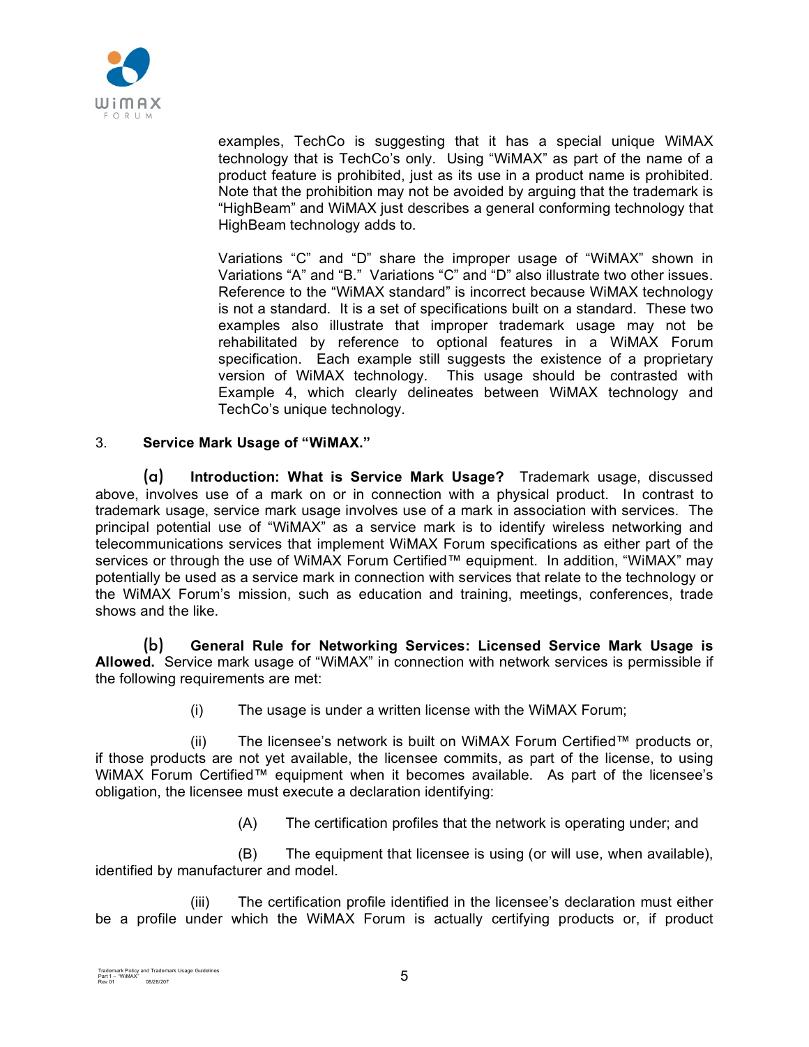examples, TechCo is suggesting that it has a special unique WiMAX technology that is TechCo's only. Using "WiMAX" as part of the name of a product feature is prohibited, just as its use in a product name is prohibited. Note that the prohibition may not be avoided by arguing that the trademark is "HighBeam" and WiMAX just describes a general conforming technology that HighBeam technology adds to.

Variations "C" and "D" share the improper usage of "WiMAX" shown in Variations "A" and "B." Variations "C" and "D" also illustrate two other issues. Reference to the "WiMAX standard" is incorrect because WiMAX technology is not a standard. It is a set of specifications built on a standard. These two examples also illustrate that improper trademark usage may not be rehabilitated by reference to optional features in a WiMAX Forum specification. Each example still suggests the existence of a proprietary version of WiMAX technology. This usage should be contrasted with Example 4, which clearly delineates between WiMAX technology and TechCo's unique technology.

3. **Service Mark Usage of "WiMAX."**

(a) **Introduction: What is Service Mark Usage?** Trademark usage, discussed above, involves use of a mark on or in connection with a physical product. In contrast to trademark usage, service mark usage involves use of a mark in association with services. The principal potential use of "WiMAX" as a service mark is to identify wireless networking and telecommunications services that implement WiMAX Forum specifications as either part of the services or through the use of WiMAX Forum Certified™ equipment. In addition, "WiMAX" may potentially be used as a service mark in connection with services that relate to the technology or the WiMAX Forum's mission, such as education and training, meetings, conferences, trade shows and the like.

(b) **General Rule for Networking Services: Licensed Service Mark Usage is Allowed.** Service mark usage of "WiMAX" in connection with network services is permissible if the following requirements are met:

(i) The usage is under a written license with the WiMAX Forum;

(ii) The licensee's network is built on WiMAX Forum Certified™ products or, if those products are not yet available, the licensee commits, as part of the license, to using WiMAX Forum Certified™ equipment when it becomes available. As part of the licensee's obligation, the licensee must execute a declaration identifying:

(A) The certification profiles that the network is operating under; and

(B) The equipment that licensee is using (or will use, when available), identified by manufacturer and model.

(iii) The certification profile identified in the licensee's declaration must either be a profile under which the WiMAX Forum is actually certifying products or, if product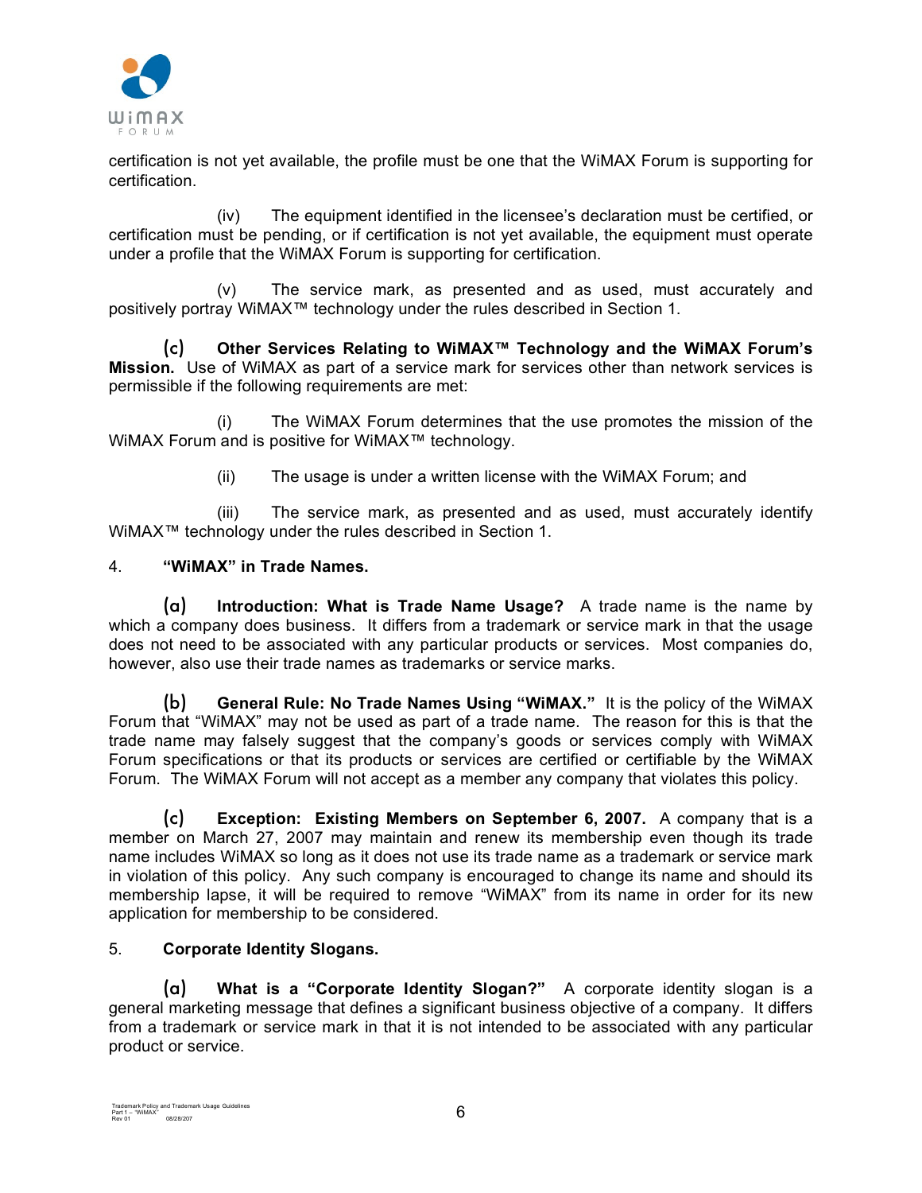certification is not yet available, the profile must be one that the WiMAX Forum is supporting for certification.

(iv) The equipment identified in the licensee's declaration must be certified, or certification must be pending, or if certification is not yet available, the equipment must operate under a profile that the WiMAX Forum is supporting for certification.

(v) The service mark, as presented and as used, must accurately and positively portray WiMAX™ technology under the rules described in Section 1.

**(c) Other Services Relating to WiMAX™ Technology and the WiMAX Forum's Mission.** Use of WiMAX as part of a service mark for services other than network services is permissible if the following requirements are met:

(i) The WiMAX Forum determines that the use promotes the mission of the WiMAX Forum and is positive for WiMAX™ technology.

(ii) The usage is under a written license with the WiMAX Forum; and

(iii) The service mark, as presented and as used, must accurately identify WiMAX™ technology under the rules described in Section 1.

## 4. "WiMAX" in Trade Names.

**(a) Introduction: What is Trade Name Usage?** A trade name is the name by which a company does business. It differs from a trademark or service mark in that the usage does not need to be associated with any particular products or services. Most companies do, however, also use their trade names as trademarks or service marks.

**(b) General Rule: No Trade Names Using "WiMAX."** It is the policy of the WiMAX Forum that "WiMAX" may not be used as part of a trade name. The reason for this is that the trade name may falsely suggest that the company's goods or services comply with WiMAX Forum specifications or that its products or services are certified or certifiable by the WiMAX Forum. The WiMAX Forum will not accept as a member any company that violates this policy.

**(c) Exception: Existing Members on September 6, 2007.** A company that is a member on March 27, 2007 may maintain and renew its membership even though its trade name includes WiMAX so long as it does not use its trade name as a trademark or service mark in violation of this policy. Any such company is encouraged to change its name and should its membership lapse, it will be required to remove "WiMAX" from its name in order for its new application for membership to be considered.

## 5. Corporate Identity Slogans.

**(a) What is a "Corporate Identity Slogan?"** A corporate identity slogan is a general marketing message that defines a significant business objective of a company. It differs from a trademark or service mark in that it is not intended to be associated with any particular product or service.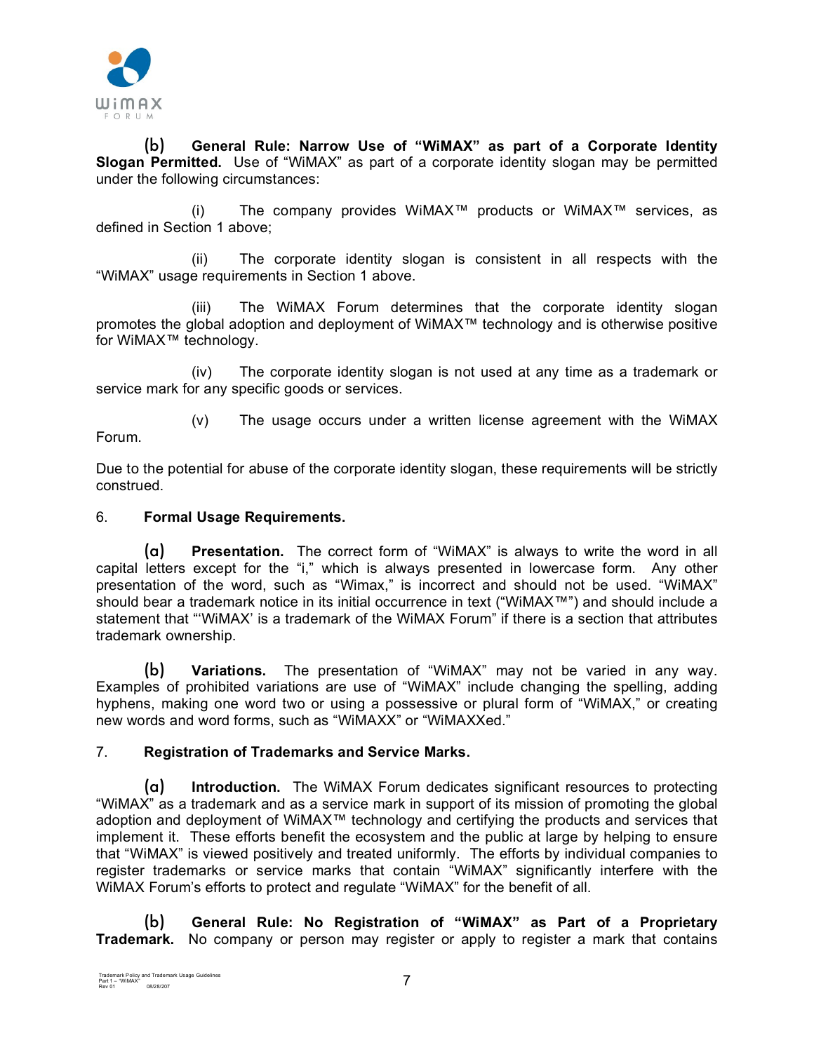(b) **General Rule: Narrow Use of "WiMAX" as part of a Corporate Identity Slogan Permitted.** Use of "WiMAX" as part of a corporate identity slogan may be permitted under the following circumstances:

(i) The company provides WiMAX™ products or WiMAX™ services, as defined in Section 1 above;

(ii) The corporate identity slogan is consistent in all respects with the "WiMAX" usage requirements in Section 1 above.

(iii) The WiMAX Forum determines that the corporate identity slogan promotes the global adoption and deployment of WiMAX™ technology and is otherwise positive for WiMAX™ technology.

(iv) The corporate identity slogan is not used at any time as a trademark or service mark for any specific goods or services.

(v) The usage occurs under a written license agreement with the WiMAX Forum.

Due to the potential for abuse of the corporate identity slogan, these requirements will be strictly construed.

6. **Formal Usage Requirements.**

(a) **Presentation.** The correct form of "WiMAX" is always to write the word in all capital letters except for the "i," which is always presented in lowercase form. Any other presentation of the word, such as "Wimax," is incorrect and should not be used. "WiMAX" should bear a trademark notice in its initial occurrence in text ("WiMAX™") and should include a statement that "'WiMAX' is a trademark of the WiMAX Forum" if there is a section that attributes trademark ownership.

(b) **Variations.** The presentation of "WiMAX" may not be varied in any way. Examples of prohibited variations are use of "WiMAX" include changing the spelling, adding hyphens, making one word two or using a possessive or plural form of "WiMAX," or creating new words and word forms, such as "WiMAXX" or "WiMAXXed."

7. **Registration of Trademarks and Service Marks.**

(a) **Introduction.** The WiMAX Forum dedicates significant resources to protecting "WiMAX" as a trademark and as a service mark in support of its mission of promoting the global adoption and deployment of WiMAX™ technology and certifying the products and services that implement it. These efforts benefit the ecosystem and the public at large by helping to ensure that "WiMAX" is viewed positively and treated uniformly. The efforts by individual companies to register trademarks or service marks that contain "WiMAX" significantly interfere with the WiMAX Forum's efforts to protect and regulate "WiMAX" for the benefit of all.

(b) **General Rule: No Registration of "WiMAX" as Part of a Proprietary Trademark.** No company or person may register or apply to register a mark that contains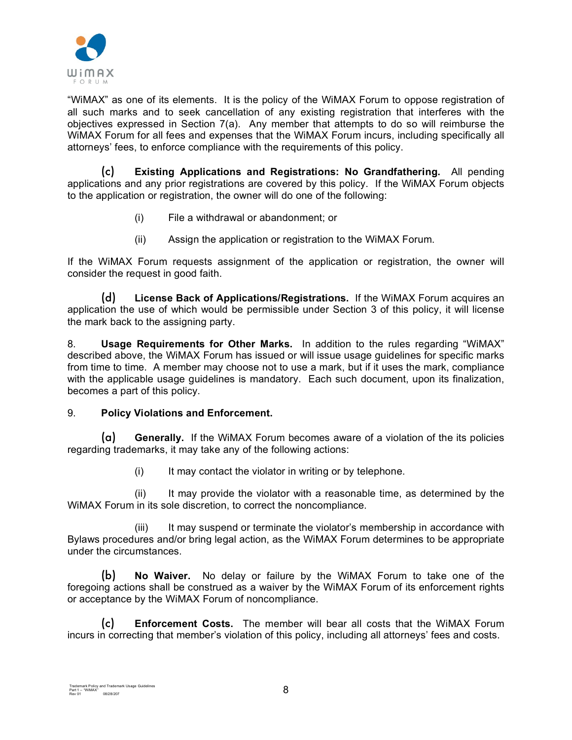"WiMAX" as one of its elements. It is the policy of the WiMAX Forum to oppose registration of all such marks and to seek cancellation of any existing registration that interferes with the objectives expressed in Section 7(a). Any member that attempts to do so will reimburse the WiMAX Forum for all fees and expenses that the WiMAX Forum incurs, including specifically all attorneys' fees, to enforce compliance with the requirements of this policy.

(c) **Existing Applications and Registrations: No Grandfathering.** All pending applications and any prior registrations are covered by this policy. If the WiMAX Forum objects to the application or registration, the owner will do one of the following:

(i) File a withdrawal or abandonment; or

(ii) Assign the application or registration to the WiMAX Forum.

If the WiMAX Forum requests assignment of the application or registration, the owner will consider the request in good faith.

(d) **License Back of Applications/Registrations.** If the WiMAX Forum acquires an application the use of which would be permissible under Section 3 of this policy, it will license the mark back to the assigning party.

8. **Usage Requirements for Other Marks.** In addition to the rules regarding "WiMAX" described above, the WiMAX Forum has issued or will issue usage guidelines for specific marks from time to time. A member may choose not to use a mark, but if it uses the mark, compliance with the applicable usage guidelines is mandatory. Each such document, upon its finalization, becomes a part of this policy.

9. **Policy Violations and Enforcement.**

(a) **Generally.** If the WiMAX Forum becomes aware of a violation of the its policies regarding trademarks, it may take any of the following actions:

(i) It may contact the violator in writing or by telephone.

(ii) It may provide the violator with a reasonable time, as determined by the WiMAX Forum in its sole discretion, to correct the noncompliance.

(iii) It may suspend or terminate the violator's membership in accordance with Bylaws procedures and/or bring legal action, as the WiMAX Forum determines to be appropriate under the circumstances.

(b) **No Waiver.** No delay or failure by the WiMAX Forum to take one of the foregoing actions shall be construed as a waiver by the WiMAX Forum of its enforcement rights or acceptance by the WiMAX Forum of noncompliance.

(c) **Enforcement Costs.** The member will bear all costs that the WiMAX Forum incurs in correcting that member's violation of this policy, including all attorneys' fees and costs.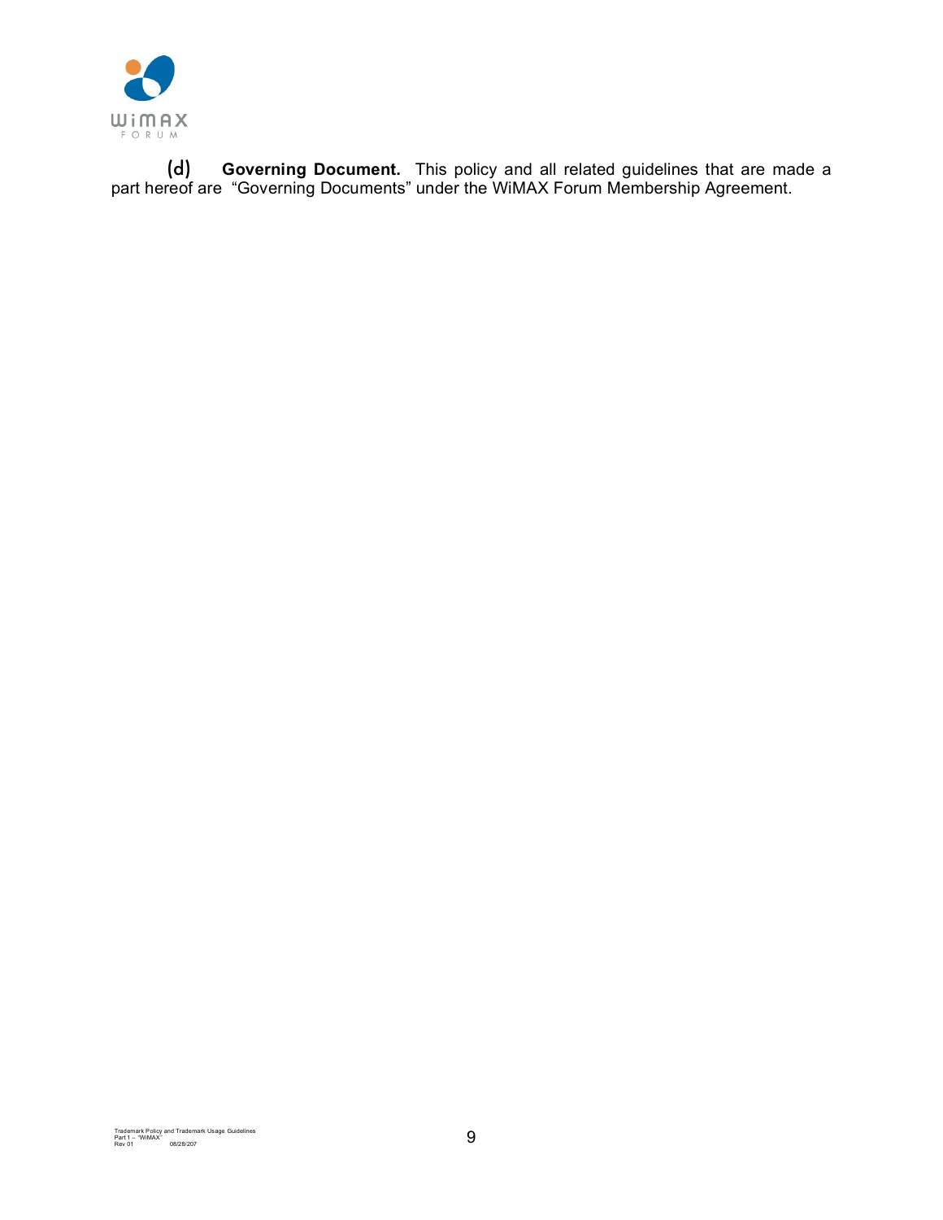(d) **Governing Document.** This policy and all related guidelines that are made a part hereof are "Governing Documents" under the WiMAX Forum Membership Agreement.